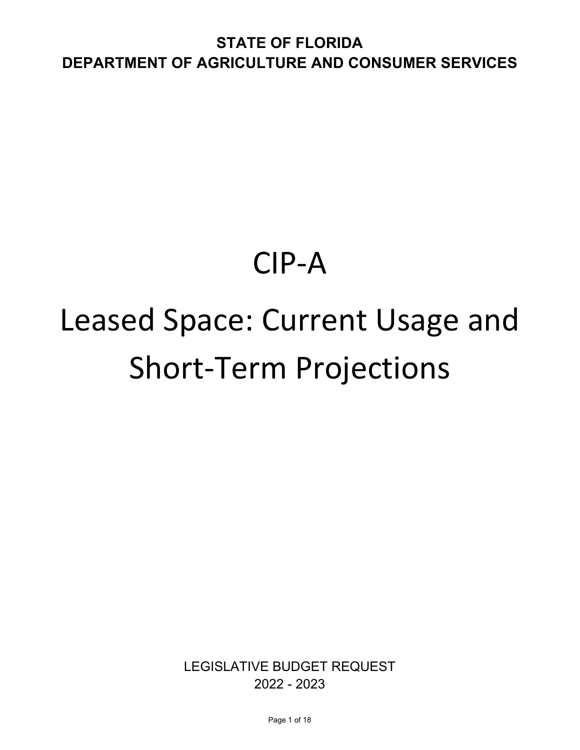**STATE OF FLORIDA**
**DEPARTMENT OF AGRICULTURE AND CONSUMER SERVICES**

# CIP-A

# Leased Space: Current Usage and Short-Term Projections

LEGISLATIVE BUDGET REQUEST
2022 - 2023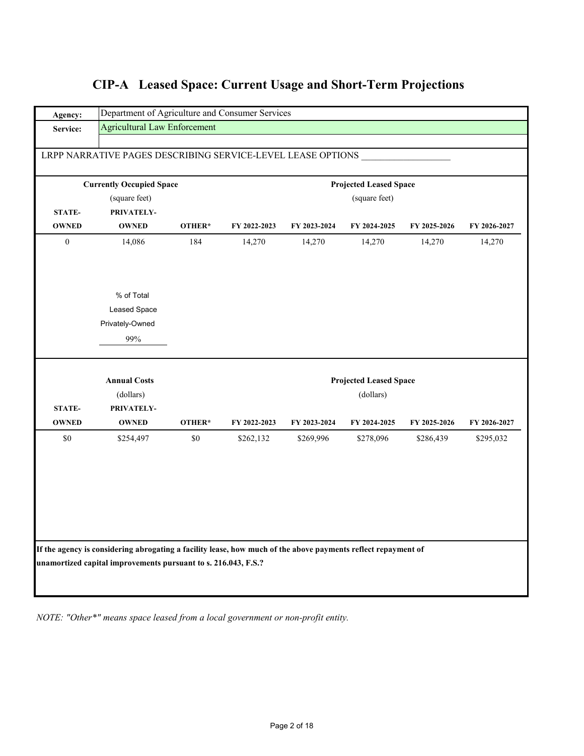# CIP-A Leased Space: Current Usage and Short-Term Projections

| | |
|---|---|
| **Agency:** | Department of Agriculture and Consumer Services |
| **Service:** | Agricultural Law Enforcement |

LRPP NARRATIVE PAGES DESCRIBING SERVICE-LEVEL LEASE OPTIONS ___________________

| Currently Occupied Space (square feet) | | | Projected Leased Space (square feet) | | | | |
|---|---|---|---|---|---|---|---|
| **STATE-OWNED** | **PRIVATELY-OWNED** | **OTHER*** | **FY 2022-2023** | **FY 2023-2024** | **FY 2024-2025** | **FY 2025-2026** | **FY 2026-2027** |
| 0 | 14,086 | 184 | 14,270 | 14,270 | 14,270 | 14,270 | 14,270 |

% of Total Leased Space Privately-Owned

99%

| Annual Costs (dollars) | | | Projected Leased Space (dollars) | | | | |
|---|---|---|---|---|---|---|---|
| **STATE-OWNED** | **PRIVATELY-OWNED** | **OTHER*** | **FY 2022-2023** | **FY 2023-2024** | **FY 2024-2025** | **FY 2025-2026** | **FY 2026-2027** |
| $0 | $254,497 | $0 | $262,132 | $269,996 | $278,096 | $286,439 | $295,032 |

**If the agency is considering abrogating a facility lease, how much of the above payments reflect repayment of unamortized capital improvements pursuant to s. 216.043, F.S.?**

*NOTE: "Other*" means space leased from a local government or non-profit entity.*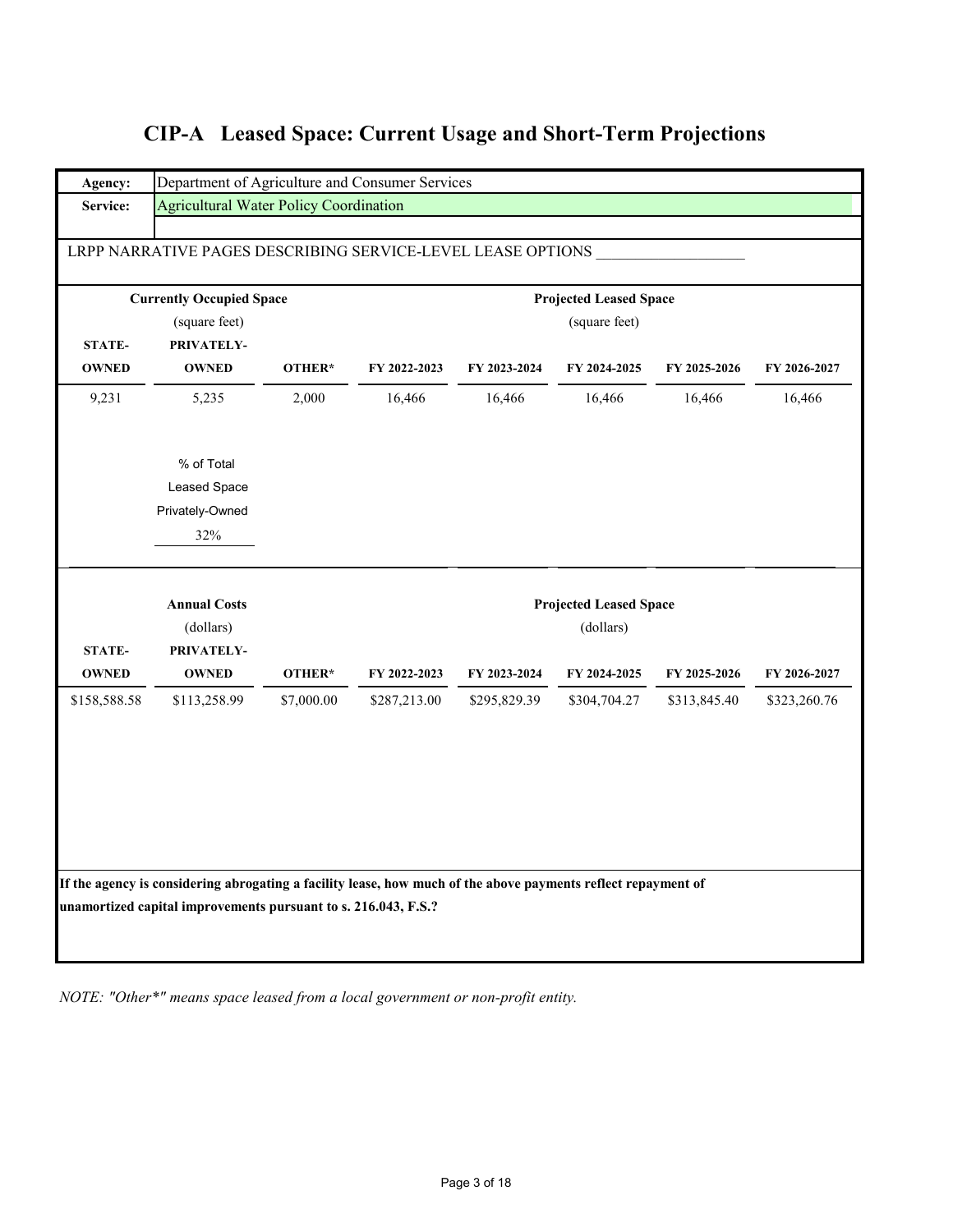# CIP-A Leased Space: Current Usage and Short-Term Projections

**Agency:** Department of Agriculture and Consumer Services

**Service:** Agricultural Water Policy Coordination

LRPP NARRATIVE PAGES DESCRIBING SERVICE-LEVEL LEASE OPTIONS ___________________

| Currently Occupied Space (square feet) | | | Projected Leased Space (square feet) | | | | |
|---|---|---|---|---|---|---|---|
| **STATE-OWNED** | **PRIVATELY-OWNED** | **OTHER*** | **FY 2022-2023** | **FY 2023-2024** | **FY 2024-2025** | **FY 2025-2026** | **FY 2026-2027** |
| 9,231 | 5,235 | 2,000 | 16,466 | 16,466 | 16,466 | 16,466 | 16,466 |

% of Total Leased Space Privately-Owned: 32%

| Annual Costs (dollars) | | | Projected Leased Space (dollars) | | | | |
|---|---|---|---|---|---|---|---|
| **STATE-OWNED** | **PRIVATELY-OWNED** | **OTHER*** | **FY 2022-2023** | **FY 2023-2024** | **FY 2024-2025** | **FY 2025-2026** | **FY 2026-2027** |
| $158,588.58 | $113,258.99 | $7,000.00 | $287,213.00 | $295,829.39 | $304,704.27 | $313,845.40 | $323,260.76 |

**If the agency is considering abrogating a facility lease, how much of the above payments reflect repayment of unamortized capital improvements pursuant to s. 216.043, F.S.?**

*NOTE: "Other*" means space leased from a local government or non-profit entity.*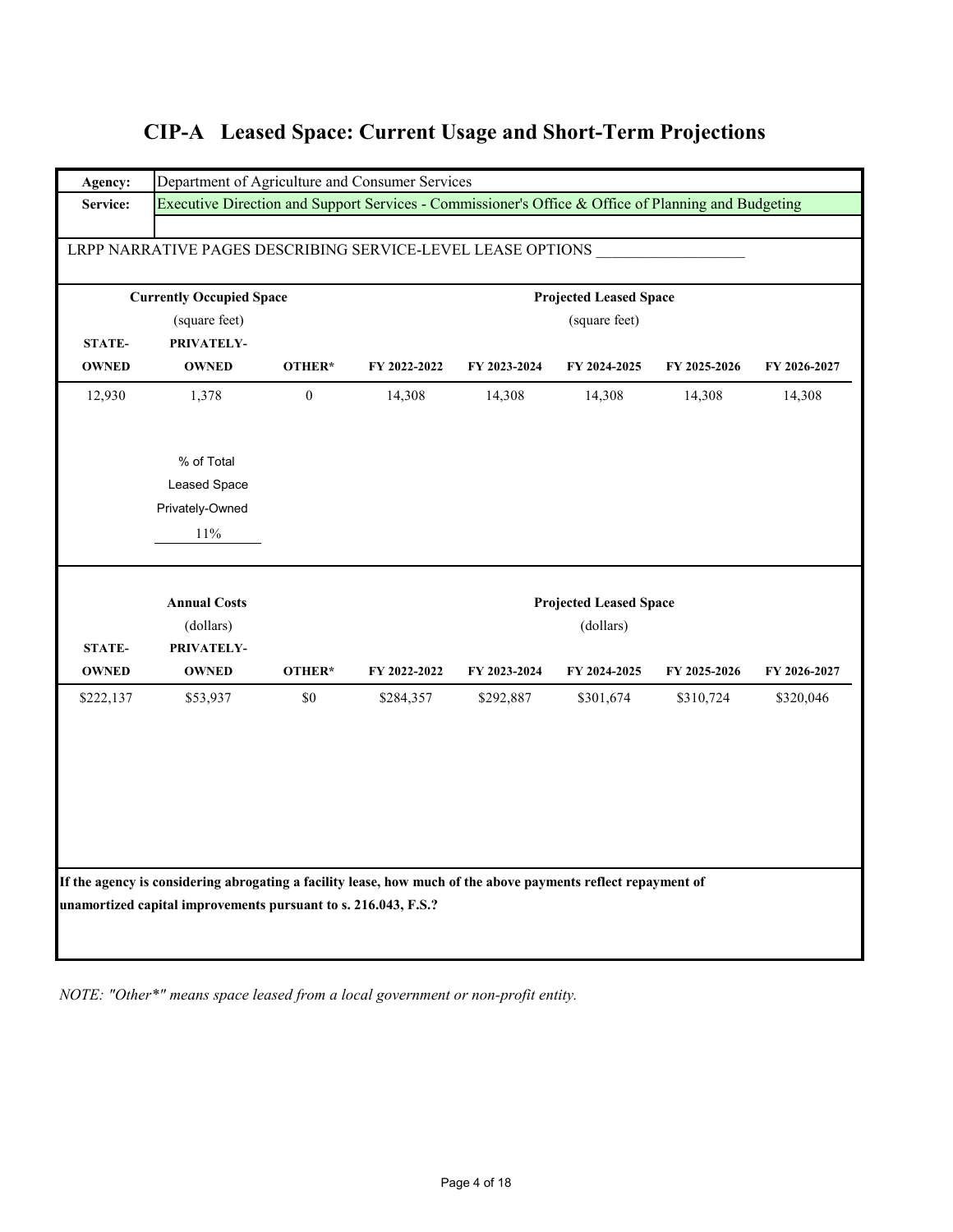# CIP-A Leased Space: Current Usage and Short-Term Projections

| | |
|---|---|
| **Agency:** | Department of Agriculture and Consumer Services |
| **Service:** | Executive Direction and Support Services - Commissioner's Office & Office of Planning and Budgeting |

LRPP NARRATIVE PAGES DESCRIBING SERVICE-LEVEL LEASE OPTIONS ___________________

| **Currently Occupied Space** (square feet) | | | **Projected Leased Space** (square feet) | | | | |
|---|---|---|---|---|---|---|---|
| **STATE-OWNED** | **PRIVATELY-OWNED** | **OTHER*** | **FY 2022-2022** | **FY 2023-2024** | **FY 2024-2025** | **FY 2025-2026** | **FY 2026-2027** |
| 12,930 | 1,378 | 0 | 14,308 | 14,308 | 14,308 | 14,308 | 14,308 |

% of Total Leased Space Privately-Owned: 11%

| **Annual Costs** (dollars) | | | **Projected Leased Space** (dollars) | | | | |
|---|---|---|---|---|---|---|---|
| **STATE-OWNED** | **PRIVATELY-OWNED** | **OTHER*** | **FY 2022-2022** | **FY 2023-2024** | **FY 2024-2025** | **FY 2025-2026** | **FY 2026-2027** |
| $222,137 | $53,937 | $0 | $284,357 | $292,887 | $301,674 | $310,724 | $320,046 |

**If the agency is considering abrogating a facility lease, how much of the above payments reflect repayment of unamortized capital improvements pursuant to s. 216.043, F.S.?**

*NOTE: "Other*" means space leased from a local government or non-profit entity.*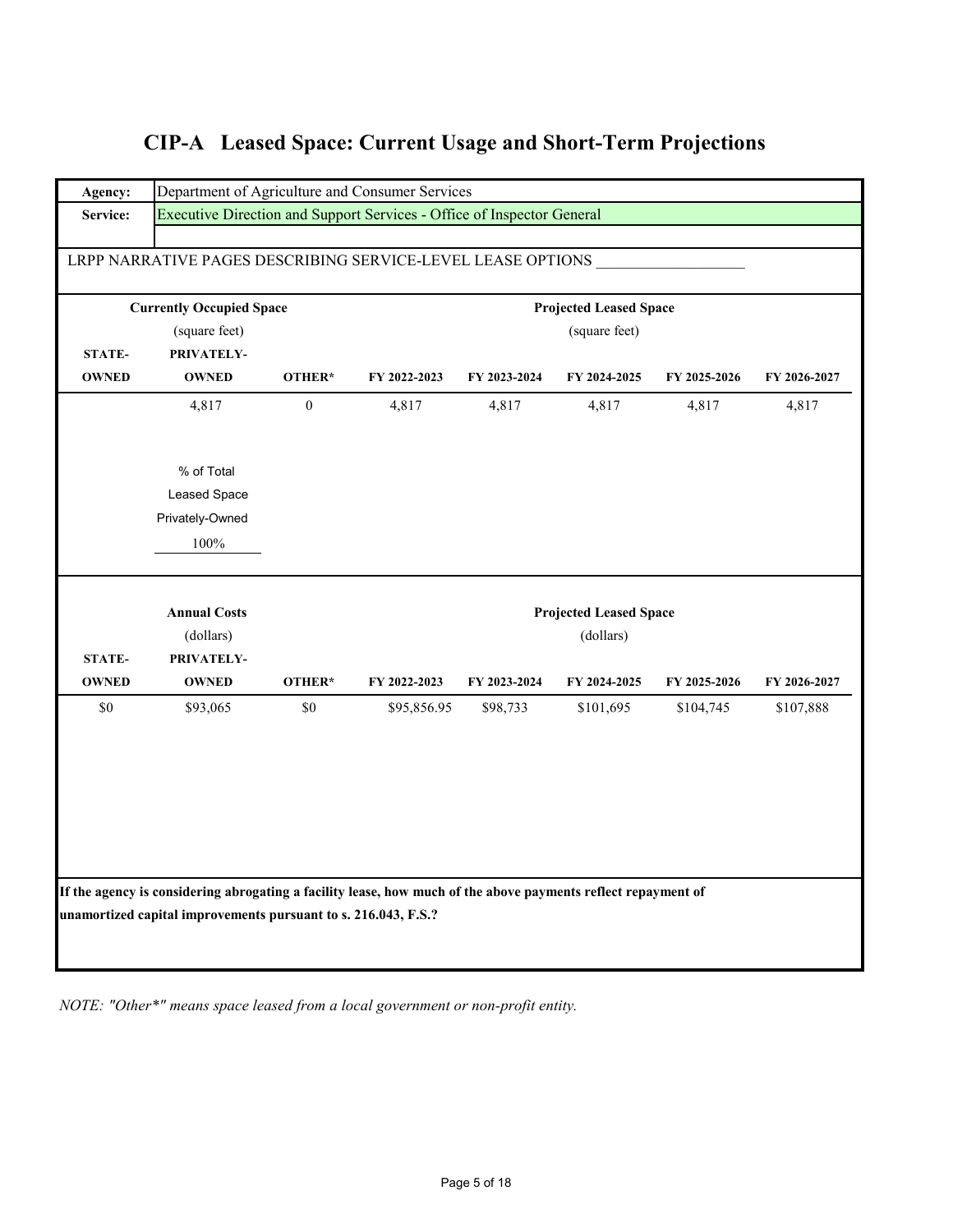# CIP-A Leased Space: Current Usage and Short-Term Projections

| | |
|---|---|
| **Agency:** | Department of Agriculture and Consumer Services |
| **Service:** | Executive Direction and Support Services - Office of Inspector General |

LRPP NARRATIVE PAGES DESCRIBING SERVICE-LEVEL LEASE OPTIONS ____________________

| **Currently Occupied Space** (square feet) | | | **Projected Leased Space** (square feet) | | | | |
|---|---|---|---|---|---|---|---|
| **STATE-OWNED** | **PRIVATELY-OWNED** | **OTHER*** | **FY 2022-2023** | **FY 2023-2024** | **FY 2024-2025** | **FY 2025-2026** | **FY 2026-2027** |
| | 4,817 | 0 | 4,817 | 4,817 | 4,817 | 4,817 | 4,817 |

% of Total Leased Space Privately-Owned
100%

| **Annual Costs** (dollars) | | | **Projected Leased Space** (dollars) | | | | |
|---|---|---|---|---|---|---|---|
| **STATE-OWNED** | **PRIVATELY-OWNED** | **OTHER*** | **FY 2022-2023** | **FY 2023-2024** | **FY 2024-2025** | **FY 2025-2026** | **FY 2026-2027** |
| $0 | $93,065 | $0 | $95,856.95 | $98,733 | $101,695 | $104,745 | $107,888 |

**If the agency is considering abrogating a facility lease, how much of the above payments reflect repayment of unamortized capital improvements pursuant to s. 216.043, F.S.?**

*NOTE: "Other*" means space leased from a local government or non-profit entity.*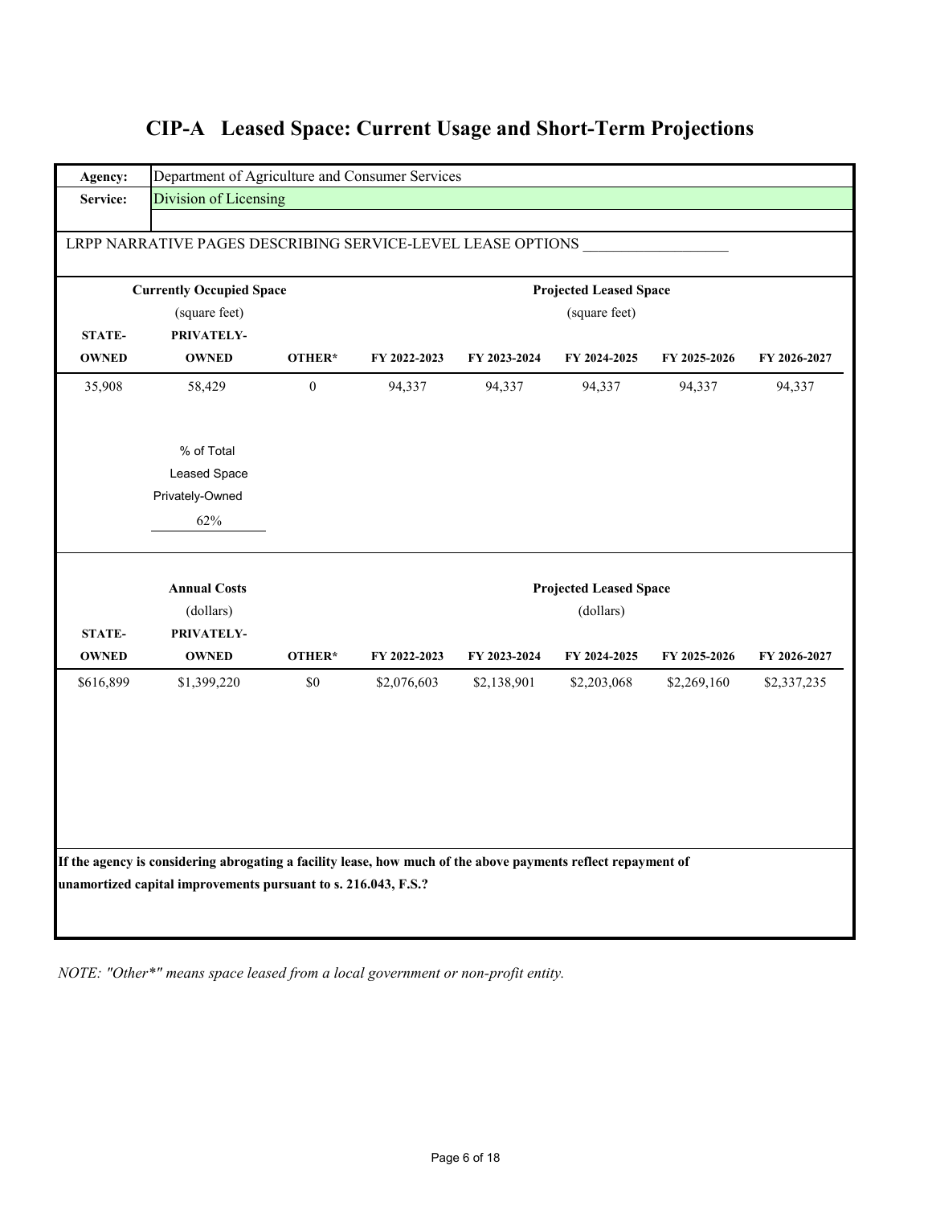# CIP-A Leased Space: Current Usage and Short-Term Projections

| | |
|---|---|
| **Agency:** | Department of Agriculture and Consumer Services |
| **Service:** | Division of Licensing |

LRPP NARRATIVE PAGES DESCRIBING SERVICE-LEVEL LEASE OPTIONS ___________________

| **Currently Occupied Space** (square feet) | | | **Projected Leased Space** (square feet) | | | | |
|---|---|---|---|---|---|---|---|
| **STATE-OWNED** | **PRIVATELY-OWNED** | **OTHER*** | **FY 2022-2023** | **FY 2023-2024** | **FY 2024-2025** | **FY 2025-2026** | **FY 2026-2027** |
| 35,908 | 58,429 | 0 | 94,337 | 94,337 | 94,337 | 94,337 | 94,337 |

% of Total Leased Space Privately-Owned

62%

| **Annual Costs** (dollars) | | | **Projected Leased Space** (dollars) | | | | |
|---|---|---|---|---|---|---|---|
| **STATE-OWNED** | **PRIVATELY-OWNED** | **OTHER*** | **FY 2022-2023** | **FY 2023-2024** | **FY 2024-2025** | **FY 2025-2026** | **FY 2026-2027** |
| $616,899 | $1,399,220 | $0 | $2,076,603 | $2,138,901 | $2,203,068 | $2,269,160 | $2,337,235 |

**If the agency is considering abrogating a facility lease, how much of the above payments reflect repayment of unamortized capital improvements pursuant to s. 216.043, F.S.?**

*NOTE: "Other*" means space leased from a local government or non-profit entity.*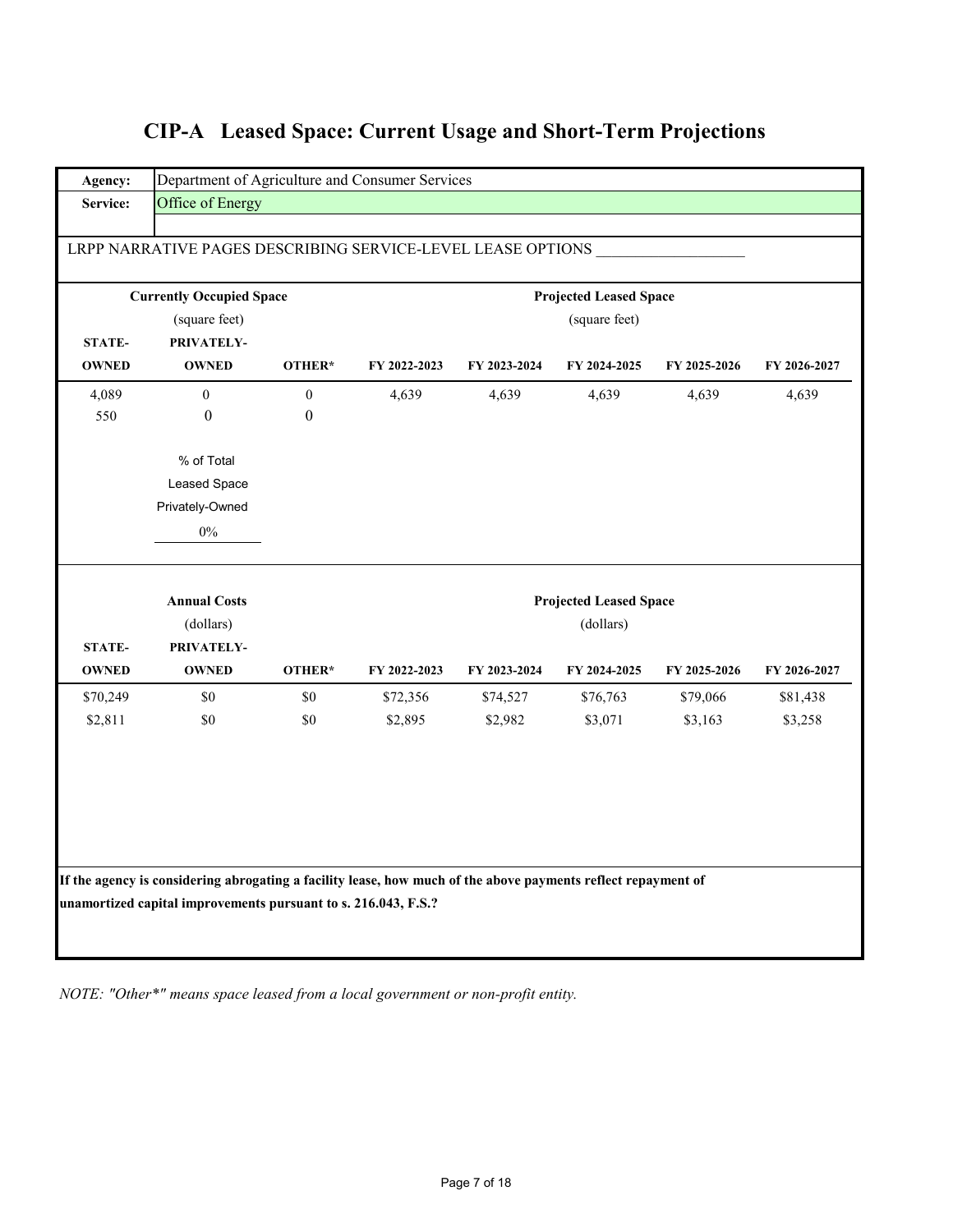# CIP-A Leased Space: Current Usage and Short-Term Projections

| | |
|---|---|
| **Agency:** | Department of Agriculture and Consumer Services |
| **Service:** | Office of Energy |

LRPP NARRATIVE PAGES DESCRIBING SERVICE-LEVEL LEASE OPTIONS ___________________

| **Currently Occupied Space** (square feet) | | | **Projected Leased Space** (square feet) | | | | |
|---|---|---|---|---|---|---|---|
| **STATE-OWNED** | **PRIVATELY-OWNED** | **OTHER*** | **FY 2022-2023** | **FY 2023-2024** | **FY 2024-2025** | **FY 2025-2026** | **FY 2026-2027** |
| 4,089 | 0 | 0 | 4,639 | 4,639 | 4,639 | 4,639 | 4,639 |
| 550 | 0 | 0 | | | | | |

% of Total Leased Space Privately-Owned

0%

| **Annual Costs** (dollars) | | | **Projected Leased Space** (dollars) | | | | |
|---|---|---|---|---|---|---|---|
| **STATE-OWNED** | **PRIVATELY-OWNED** | **OTHER*** | **FY 2022-2023** | **FY 2023-2024** | **FY 2024-2025** | **FY 2025-2026** | **FY 2026-2027** |
| $70,249 | $0 | $0 | $72,356 | $74,527 | $76,763 | $79,066 | $81,438 |
| $2,811 | $0 | $0 | $2,895 | $2,982 | $3,071 | $3,163 | $3,258 |

**If the agency is considering abrogating a facility lease, how much of the above payments reflect repayment of unamortized capital improvements pursuant to s. 216.043, F.S.?**

*NOTE: "Other*" means space leased from a local government or non-profit entity.*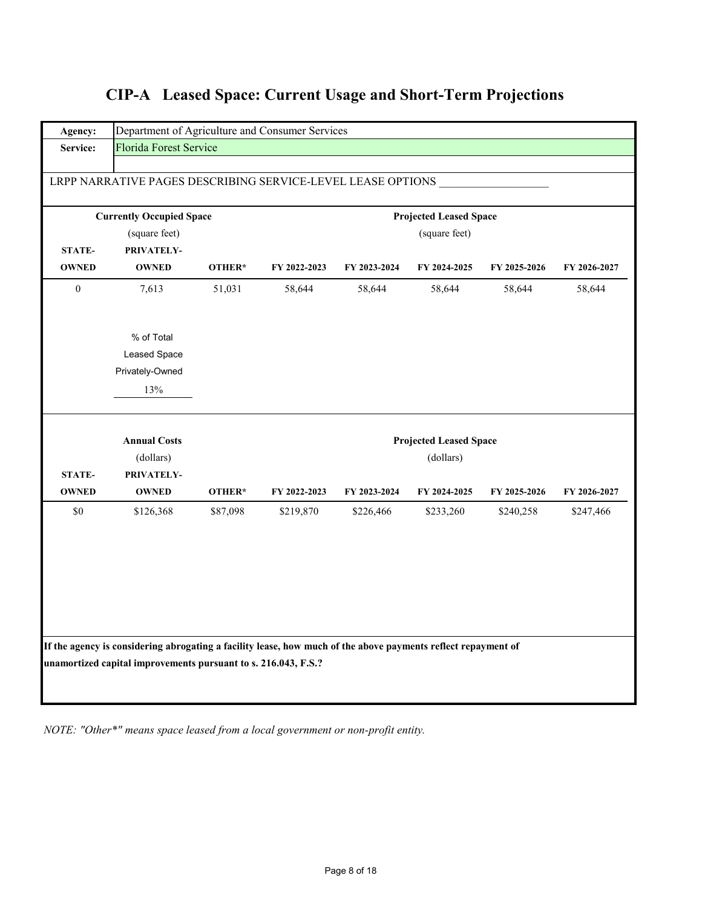# CIP-A Leased Space: Current Usage and Short-Term Projections

| | |
|---|---|
| **Agency:** | Department of Agriculture and Consumer Services |
| **Service:** | Florida Forest Service |

LRPP NARRATIVE PAGES DESCRIBING SERVICE-LEVEL LEASE OPTIONS ____________________

| Currently Occupied Space (square feet) | | | Projected Leased Space (square feet) | | | | |
|---|---|---|---|---|---|---|---|
| **STATE-OWNED** | **PRIVATELY-OWNED** | **OTHER*** | **FY 2022-2023** | **FY 2023-2024** | **FY 2024-2025** | **FY 2025-2026** | **FY 2026-2027** |
| 0 | 7,613 | 51,031 | 58,644 | 58,644 | 58,644 | 58,644 | 58,644 |

% of Total Leased Space Privately-Owned

13%

| Annual Costs (dollars) | | | Projected Leased Space (dollars) | | | | |
|---|---|---|---|---|---|---|---|
| **STATE-OWNED** | **PRIVATELY-OWNED** | **OTHER*** | **FY 2022-2023** | **FY 2023-2024** | **FY 2024-2025** | **FY 2025-2026** | **FY 2026-2027** |
| $0 | $126,368 | $87,098 | $219,870 | $226,466 | $233,260 | $240,258 | $247,466 |

**If the agency is considering abrogating a facility lease, how much of the above payments reflect repayment of unamortized capital improvements pursuant to s. 216.043, F.S.?**

*NOTE: "Other*" means space leased from a local government or non-profit entity.*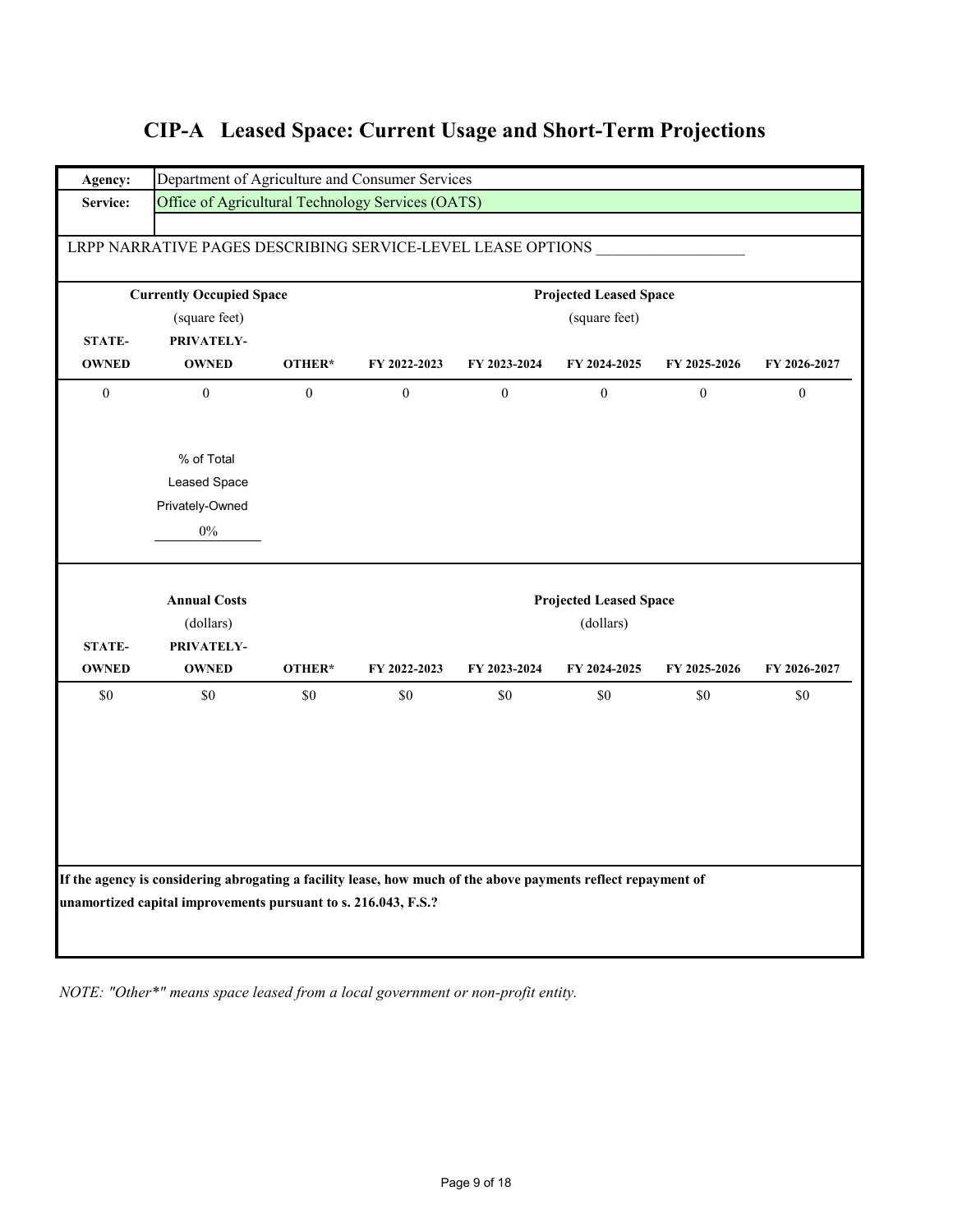# CIP-A Leased Space: Current Usage and Short-Term Projections

| | |
|---|---|
| **Agency:** | Department of Agriculture and Consumer Services |
| **Service:** | Office of Agricultural Technology Services (OATS) |

LRPP NARRATIVE PAGES DESCRIBING SERVICE-LEVEL LEASE OPTIONS ___________________

| **Currently Occupied Space** (square feet) | | | **Projected Leased Space** (square feet) | | | | |
|---|---|---|---|---|---|---|---|
| **STATE-OWNED** | **PRIVATELY-OWNED** | **OTHER*** | **FY 2022-2023** | **FY 2023-2024** | **FY 2024-2025** | **FY 2025-2026** | **FY 2026-2027** |
| 0 | 0 | 0 | 0 | 0 | 0 | 0 | 0 |

% of Total Leased Space Privately-Owned

0%

| **Annual Costs** (dollars) | | | **Projected Leased Space** (dollars) | | | | |
|---|---|---|---|---|---|---|---|
| **STATE-OWNED** | **PRIVATELY-OWNED** | **OTHER*** | **FY 2022-2023** | **FY 2023-2024** | **FY 2024-2025** | **FY 2025-2026** | **FY 2026-2027** |
| $0 | $0 | $0 | $0 | $0 | $0 | $0 | $0 |

**If the agency is considering abrogating a facility lease, how much of the above payments reflect repayment of unamortized capital improvements pursuant to s. 216.043, F.S.?**

*NOTE: "Other*" means space leased from a local government or non-profit entity.*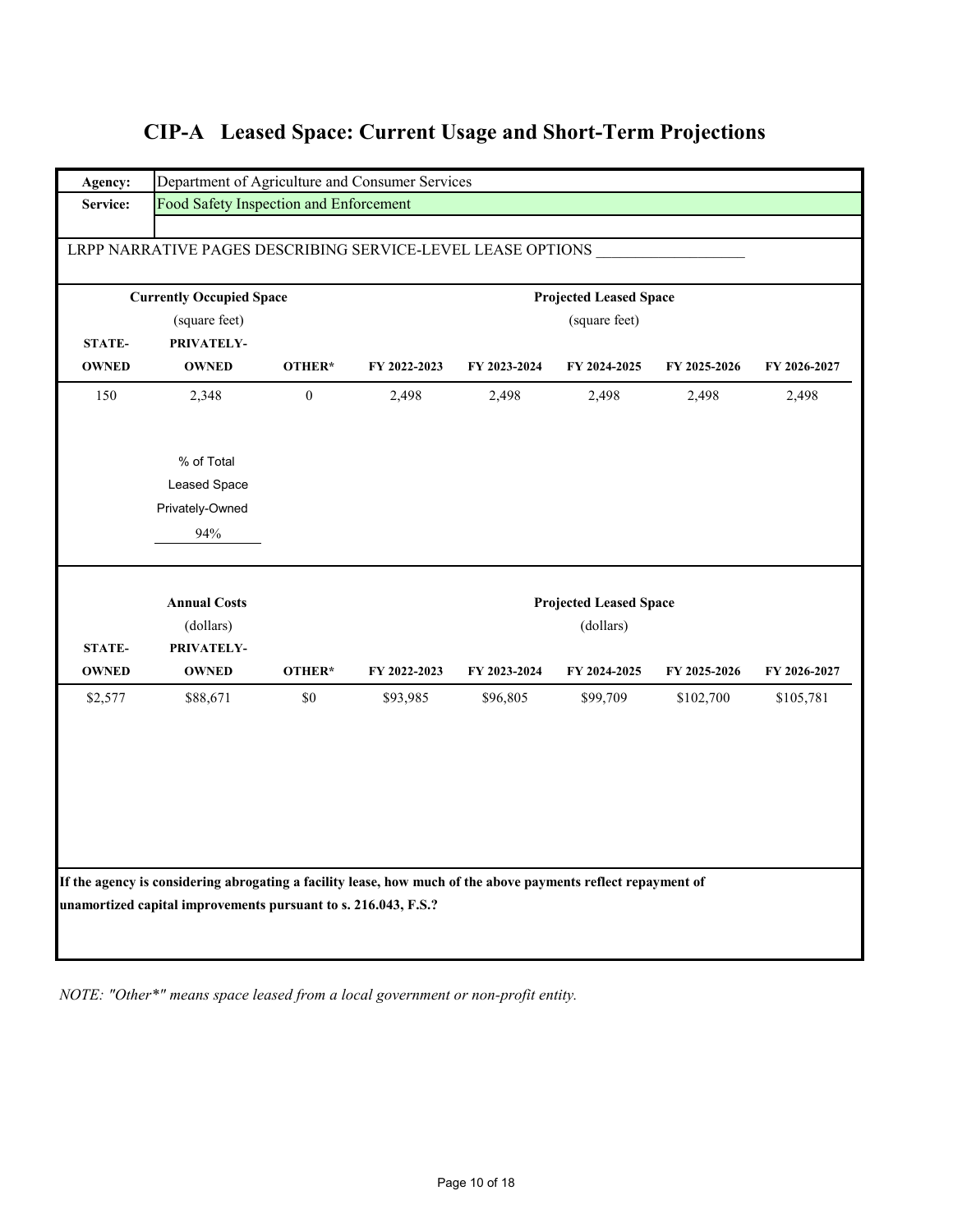# CIP-A Leased Space: Current Usage and Short-Term Projections

| | |
|---|---|
| **Agency:** | Department of Agriculture and Consumer Services |
| **Service:** | Food Safety Inspection and Enforcement |

LRPP NARRATIVE PAGES DESCRIBING SERVICE-LEVEL LEASE OPTIONS ___________________

| Currently Occupied Space (square feet) | | | Projected Leased Space (square feet) | | | | |
|---|---|---|---|---|---|---|---|
| **STATE-OWNED** | **PRIVATELY-OWNED** | **OTHER*** | **FY 2022-2023** | **FY 2023-2024** | **FY 2024-2025** | **FY 2025-2026** | **FY 2026-2027** |
| 150 | 2,348 | 0 | 2,498 | 2,498 | 2,498 | 2,498 | 2,498 |

% of Total Leased Space Privately-Owned

94%

| Annual Costs (dollars) | | | Projected Leased Space (dollars) | | | | |
|---|---|---|---|---|---|---|---|
| **STATE-OWNED** | **PRIVATELY-OWNED** | **OTHER*** | **FY 2022-2023** | **FY 2023-2024** | **FY 2024-2025** | **FY 2025-2026** | **FY 2026-2027** |
| $2,577 | $88,671 | $0 | $93,985 | $96,805 | $99,709 | $102,700 | $105,781 |

**If the agency is considering abrogating a facility lease, how much of the above payments reflect repayment of unamortized capital improvements pursuant to s. 216.043, F.S.?**

*NOTE: "Other*" means space leased from a local government or non-profit entity.*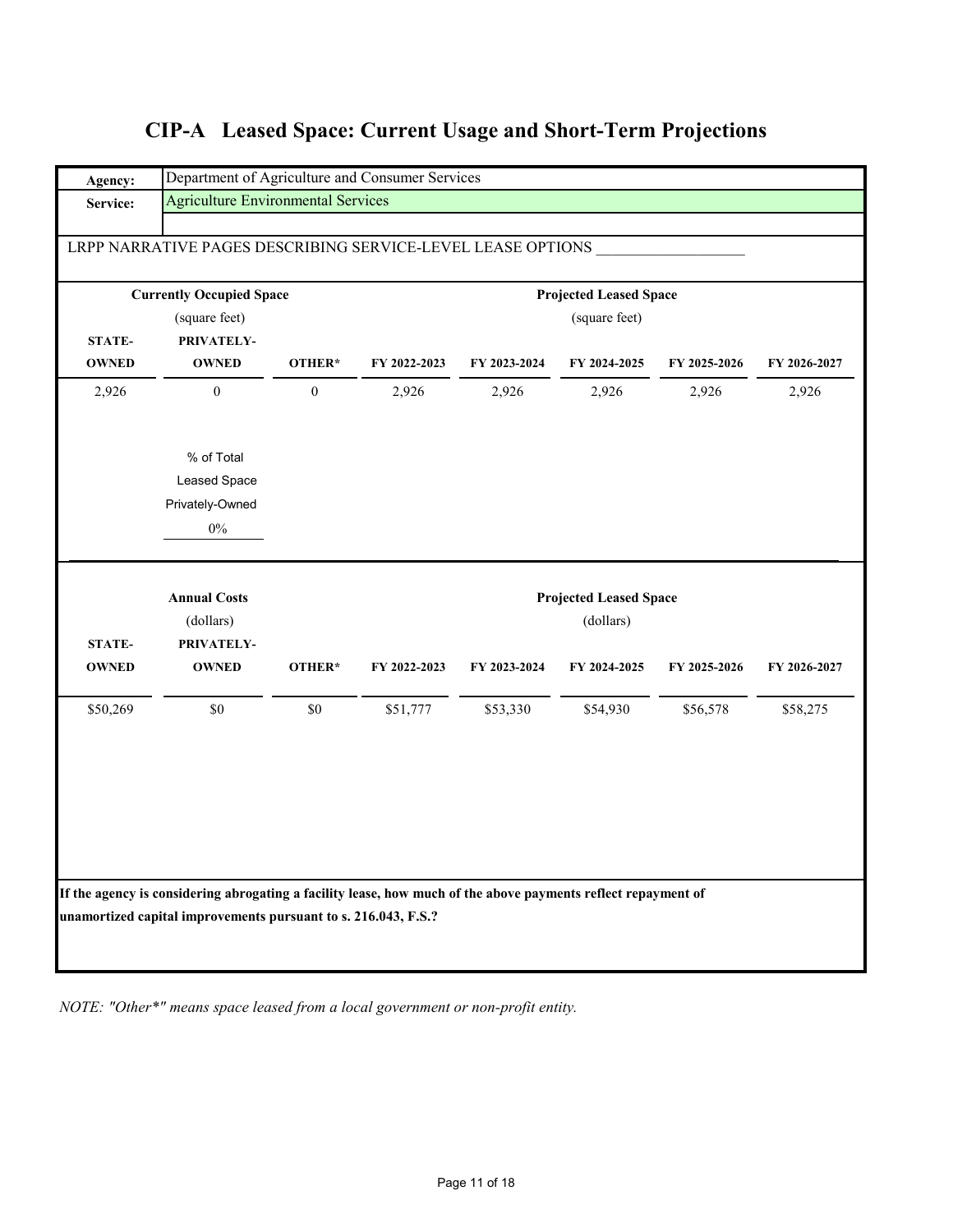# CIP-A Leased Space: Current Usage and Short-Term Projections

**Agency:** Department of Agriculture and Consumer Services

**Service:** Agriculture Environmental Services

LRPP NARRATIVE PAGES DESCRIBING SERVICE-LEVEL LEASE OPTIONS ___________________

| Currently Occupied Space (square feet) | | | Projected Leased Space (square feet) | | | | |
|---|---|---|---|---|---|---|---|
| **STATE-OWNED** | **PRIVATELY-OWNED** | **OTHER*** | **FY 2022-2023** | **FY 2023-2024** | **FY 2024-2025** | **FY 2025-2026** | **FY 2026-2027** |
| 2,926 | 0 | 0 | 2,926 | 2,926 | 2,926 | 2,926 | 2,926 |

% of Total Leased Space Privately-Owned

0%

| Annual Costs (dollars) | | | Projected Leased Space (dollars) | | | | |
|---|---|---|---|---|---|---|---|
| **STATE-OWNED** | **PRIVATELY-OWNED** | **OTHER*** | **FY 2022-2023** | **FY 2023-2024** | **FY 2024-2025** | **FY 2025-2026** | **FY 2026-2027** |
| $50,269 | $0 | $0 | $51,777 | $53,330 | $54,930 | $56,578 | $58,275 |

**If the agency is considering abrogating a facility lease, how much of the above payments reflect repayment of unamortized capital improvements pursuant to s. 216.043, F.S.?**

*NOTE: "Other*" means space leased from a local government or non-profit entity.*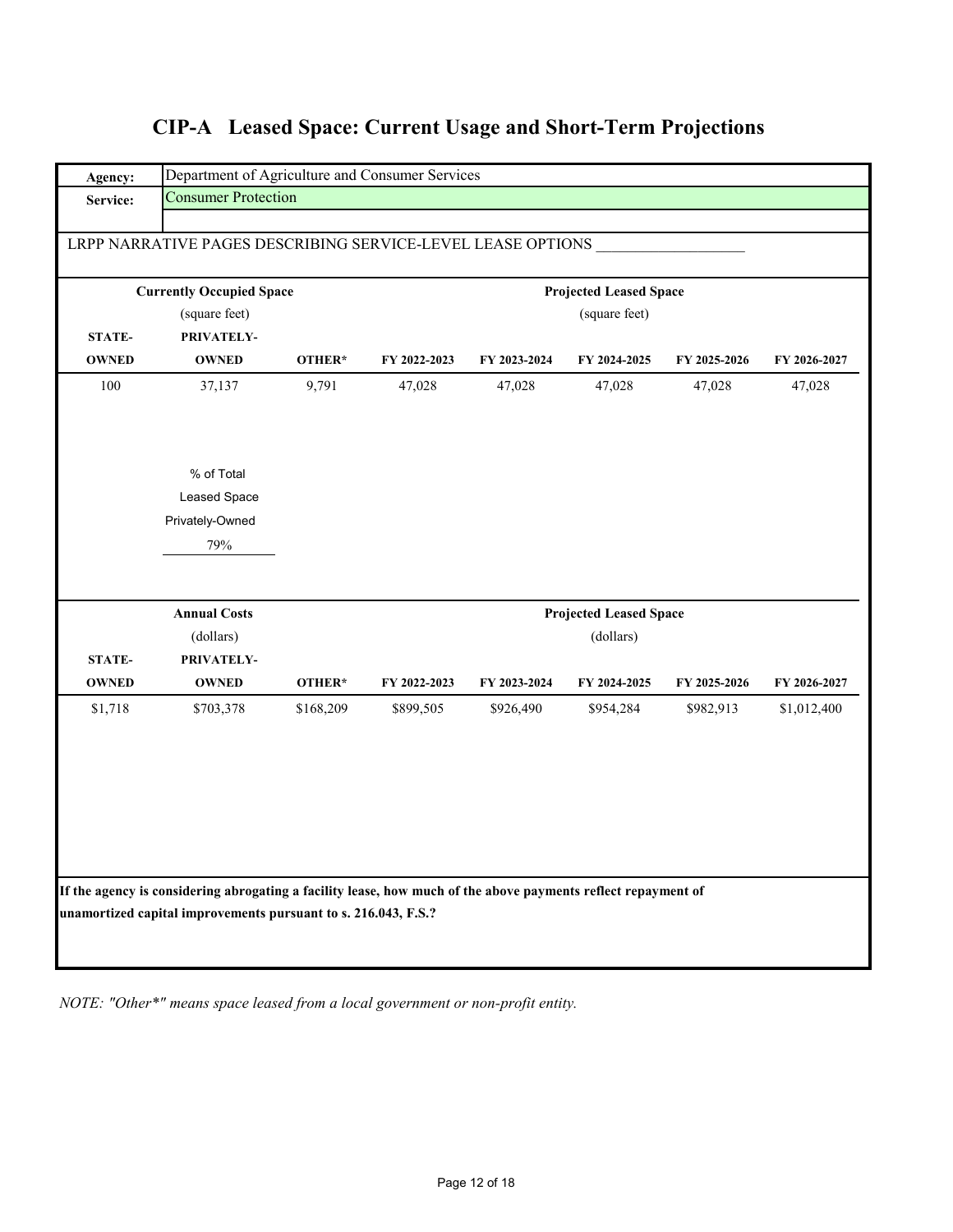# CIP-A Leased Space: Current Usage and Short-Term Projections

| | |
|---|---|
| **Agency:** | Department of Agriculture and Consumer Services |
| **Service:** | Consumer Protection |

LRPP NARRATIVE PAGES DESCRIBING SERVICE-LEVEL LEASE OPTIONS ___________________

| **Currently Occupied Space** (square feet) | | | **Projected Leased Space** (square feet) | | | | |
|---|---|---|---|---|---|---|---|
| **STATE-OWNED** | **PRIVATELY-OWNED** | **OTHER*** | **FY 2022-2023** | **FY 2023-2024** | **FY 2024-2025** | **FY 2025-2026** | **FY 2026-2027** |
| 100 | 37,137 | 9,791 | 47,028 | 47,028 | 47,028 | 47,028 | 47,028 |

% of Total Leased Space Privately-Owned

79%

| **Annual Costs** (dollars) | | | **Projected Leased Space** (dollars) | | | | |
|---|---|---|---|---|---|---|---|
| **STATE-OWNED** | **PRIVATELY-OWNED** | **OTHER*** | **FY 2022-2023** | **FY 2023-2024** | **FY 2024-2025** | **FY 2025-2026** | **FY 2026-2027** |
| $1,718 | $703,378 | $168,209 | $899,505 | $926,490 | $954,284 | $982,913 | $1,012,400 |

**If the agency is considering abrogating a facility lease, how much of the above payments reflect repayment of unamortized capital improvements pursuant to s. 216.043, F.S.?**

*NOTE: "Other*" means space leased from a local government or non-profit entity.*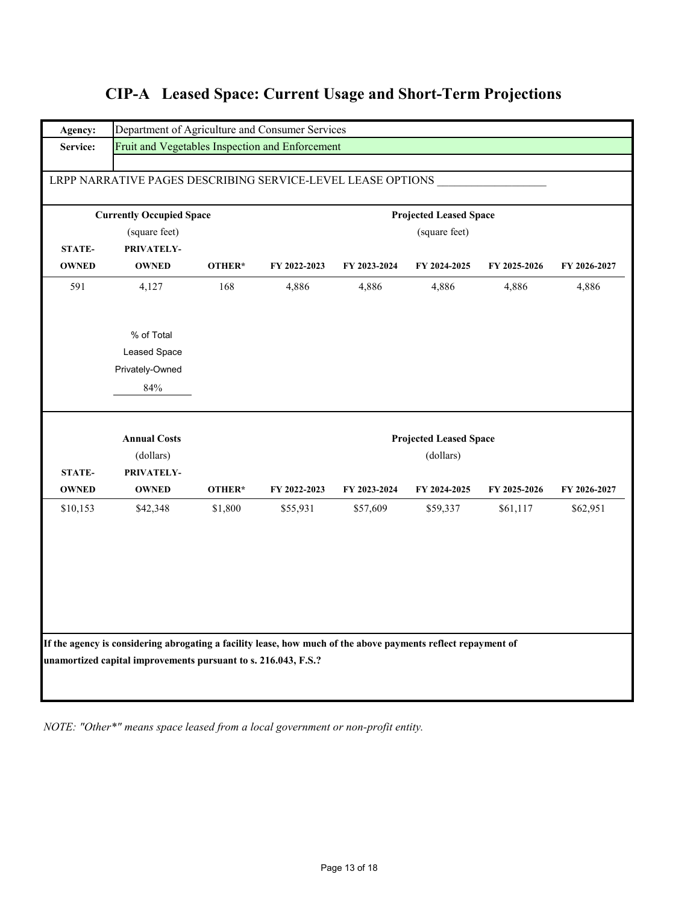# CIP-A Leased Space: Current Usage and Short-Term Projections

| Agency: | Department of Agriculture and Consumer Services |
|---|---|
| Service: | Fruit and Vegetables Inspection and Enforcement |

LRPP NARRATIVE PAGES DESCRIBING SERVICE-LEVEL LEASE OPTIONS ___________________

| Currently Occupied Space (square feet) | | | Projected Leased Space (square feet) | | | | |
|---|---|---|---|---|---|---|---|
| **STATE-OWNED** | **PRIVATELY-OWNED** | **OTHER*** | **FY 2022-2023** | **FY 2023-2024** | **FY 2024-2025** | **FY 2025-2026** | **FY 2026-2027** |
| 591 | 4,127 | 168 | 4,886 | 4,886 | 4,886 | 4,886 | 4,886 |

% of Total Leased Space Privately-Owned

84%

| Annual Costs (dollars) | | | Projected Leased Space (dollars) | | | | |
|---|---|---|---|---|---|---|---|
| **STATE-OWNED** | **PRIVATELY-OWNED** | **OTHER*** | **FY 2022-2023** | **FY 2023-2024** | **FY 2024-2025** | **FY 2025-2026** | **FY 2026-2027** |
| $10,153 | $42,348 | $1,800 | $55,931 | $57,609 | $59,337 | $61,117 | $62,951 |

**If the agency is considering abrogating a facility lease, how much of the above payments reflect repayment of unamortized capital improvements pursuant to s. 216.043, F.S.?**

*NOTE: "Other*" means space leased from a local government or non-profit entity.*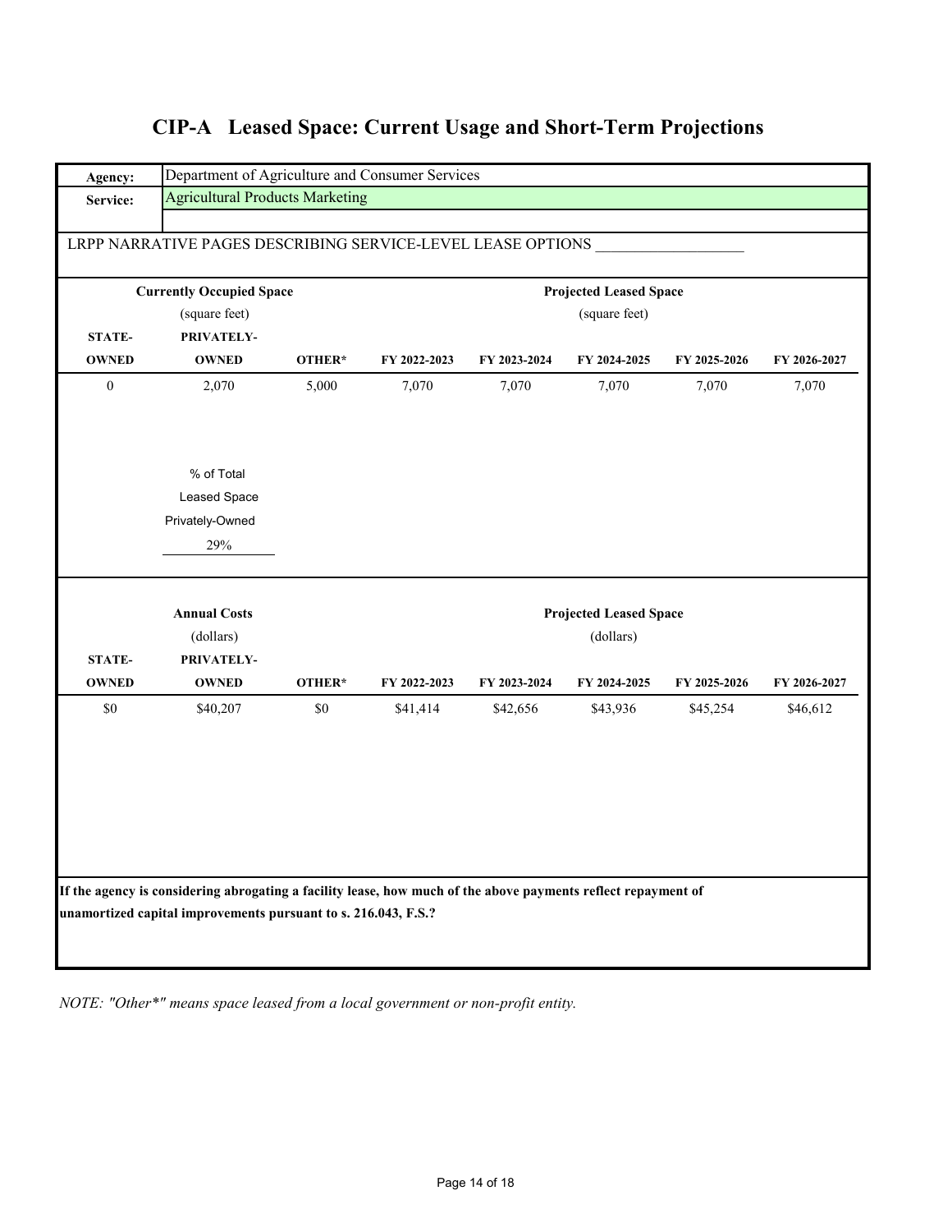# CIP-A Leased Space: Current Usage and Short-Term Projections

| | |
|---|---|
| **Agency:** | Department of Agriculture and Consumer Services |
| **Service:** | Agricultural Products Marketing |

LRPP NARRATIVE PAGES DESCRIBING SERVICE-LEVEL LEASE OPTIONS ___________________

| **Currently Occupied Space** (square feet) | | | **Projected Leased Space** (square feet) | | | | |
|---|---|---|---|---|---|---|---|
| **STATE-OWNED** | **PRIVATELY-OWNED** | **OTHER*** | **FY 2022-2023** | **FY 2023-2024** | **FY 2024-2025** | **FY 2025-2026** | **FY 2026-2027** |
| 0 | 2,070 | 5,000 | 7,070 | 7,070 | 7,070 | 7,070 | 7,070 |

% of Total Leased Space Privately-Owned

29%

| **Annual Costs** (dollars) | | | **Projected Leased Space** (dollars) | | | | |
|---|---|---|---|---|---|---|---|
| **STATE-OWNED** | **PRIVATELY-OWNED** | **OTHER*** | **FY 2022-2023** | **FY 2023-2024** | **FY 2024-2025** | **FY 2025-2026** | **FY 2026-2027** |
| $0 | $40,207 | $0 | $41,414 | $42,656 | $43,936 | $45,254 | $46,612 |

**If the agency is considering abrogating a facility lease, how much of the above payments reflect repayment of unamortized capital improvements pursuant to s. 216.043, F.S.?**

*NOTE: "Other*" means space leased from a local government or non-profit entity.*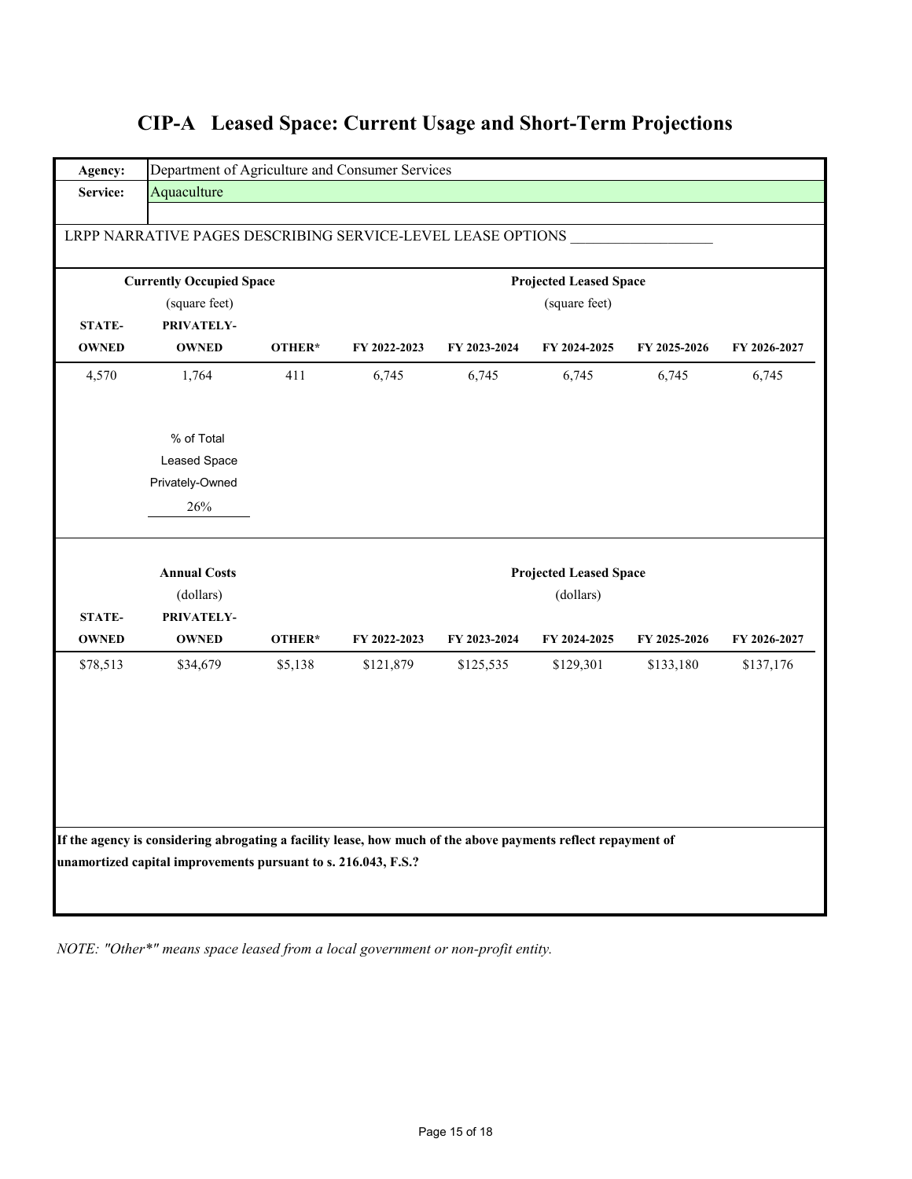# CIP-A Leased Space: Current Usage and Short-Term Projections

| | |
|---|---|
| **Agency:** | Department of Agriculture and Consumer Services |
| **Service:** | Aquaculture |

LRPP NARRATIVE PAGES DESCRIBING SERVICE-LEVEL LEASE OPTIONS ___________________

| **Currently Occupied Space** (square feet) | | | **Projected Leased Space** (square feet) | | | | |
|---|---|---|---|---|---|---|---|
| **STATE-OWNED** | **PRIVATELY-OWNED** | **OTHER*** | **FY 2022-2023** | **FY 2023-2024** | **FY 2024-2025** | **FY 2025-2026** | **FY 2026-2027** |
| 4,570 | 1,764 | 411 | 6,745 | 6,745 | 6,745 | 6,745 | 6,745 |

% of Total Leased Space Privately-Owned

26%

| **Annual Costs** (dollars) | | | **Projected Leased Space** (dollars) | | | | |
|---|---|---|---|---|---|---|---|
| **STATE-OWNED** | **PRIVATELY-OWNED** | **OTHER*** | **FY 2022-2023** | **FY 2023-2024** | **FY 2024-2025** | **FY 2025-2026** | **FY 2026-2027** |
| $78,513 | $34,679 | $5,138 | $121,879 | $125,535 | $129,301 | $133,180 | $137,176 |

**If the agency is considering abrogating a facility lease, how much of the above payments reflect repayment of unamortized capital improvements pursuant to s. 216.043, F.S.?**

*NOTE: "Other*" means space leased from a local government or non-profit entity.*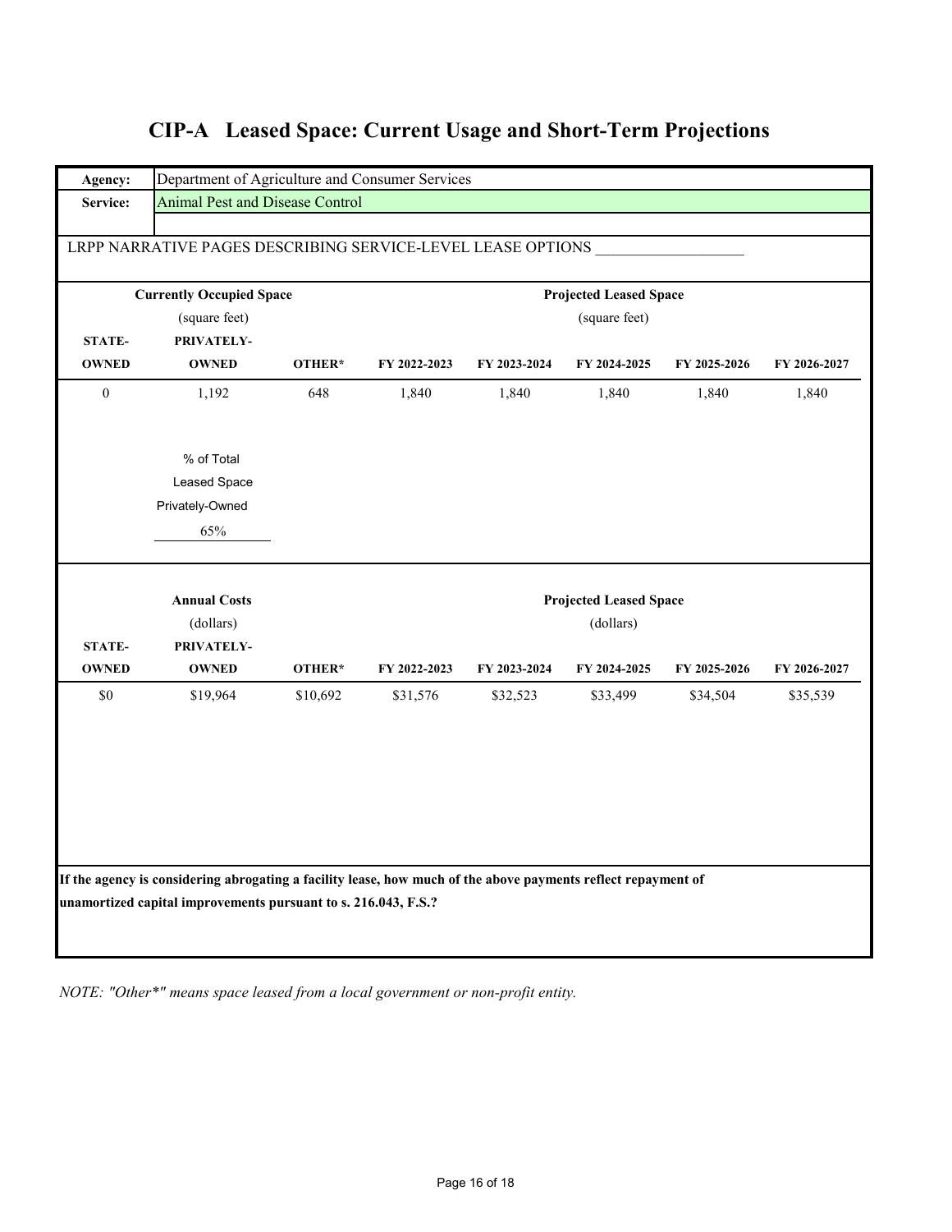# CIP-A Leased Space: Current Usage and Short-Term Projections

| | |
|---|---|
| **Agency:** | Department of Agriculture and Consumer Services |
| **Service:** | Animal Pest and Disease Control |

LRPP NARRATIVE PAGES DESCRIBING SERVICE-LEVEL LEASE OPTIONS ___________________

| **Currently Occupied Space** (square feet) | | | **Projected Leased Space** (square feet) | | | | |
|---|---|---|---|---|---|---|---|
| **STATE-OWNED** | **PRIVATELY-OWNED** | **OTHER*** | **FY 2022-2023** | **FY 2023-2024** | **FY 2024-2025** | **FY 2025-2026** | **FY 2026-2027** |
| 0 | 1,192 | 648 | 1,840 | 1,840 | 1,840 | 1,840 | 1,840 |

% of Total Leased Space Privately-Owned

65%

| **Annual Costs** (dollars) | | | **Projected Leased Space** (dollars) | | | | |
|---|---|---|---|---|---|---|---|
| **STATE-OWNED** | **PRIVATELY-OWNED** | **OTHER*** | **FY 2022-2023** | **FY 2023-2024** | **FY 2024-2025** | **FY 2025-2026** | **FY 2026-2027** |
| $0 | $19,964 | $10,692 | $31,576 | $32,523 | $33,499 | $34,504 | $35,539 |

**If the agency is considering abrogating a facility lease, how much of the above payments reflect repayment of unamortized capital improvements pursuant to s. 216.043, F.S.?**

*NOTE: "Other*" means space leased from a local government or non-profit entity.*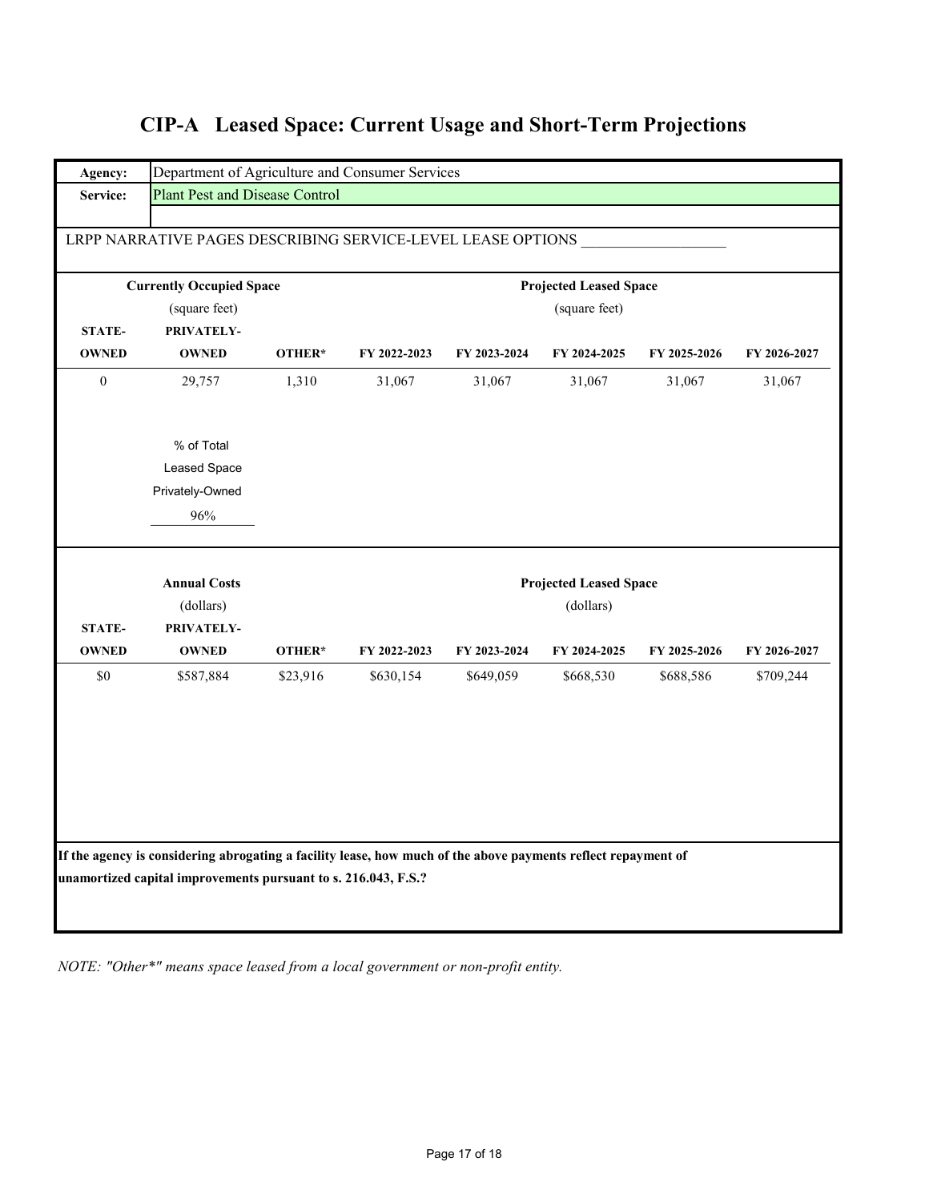# CIP-A Leased Space: Current Usage and Short-Term Projections

| | |
|---|---|
| **Agency:** | Department of Agriculture and Consumer Services |
| **Service:** | Plant Pest and Disease Control |

LRPP NARRATIVE PAGES DESCRIBING SERVICE-LEVEL LEASE OPTIONS ___________________

| **Currently Occupied Space** (square feet) | | | **Projected Leased Space** (square feet) | | | | |
|---|---|---|---|---|---|---|---|
| **STATE-OWNED** | **PRIVATELY-OWNED** | **OTHER*** | **FY 2022-2023** | **FY 2023-2024** | **FY 2024-2025** | **FY 2025-2026** | **FY 2026-2027** |
| 0 | 29,757 | 1,310 | 31,067 | 31,067 | 31,067 | 31,067 | 31,067 |

% of Total Leased Space Privately-Owned
96%

| **Annual Costs** (dollars) | | | **Projected Leased Space** (dollars) | | | | |
|---|---|---|---|---|---|---|---|
| **STATE-OWNED** | **PRIVATELY-OWNED** | **OTHER*** | **FY 2022-2023** | **FY 2023-2024** | **FY 2024-2025** | **FY 2025-2026** | **FY 2026-2027** |
| $0 | $587,884 | $23,916 | $630,154 | $649,059 | $668,530 | $688,586 | $709,244 |

**If the agency is considering abrogating a facility lease, how much of the above payments reflect repayment of unamortized capital improvements pursuant to s. 216.043, F.S.?**

*NOTE: "Other*" means space leased from a local government or non-profit entity.*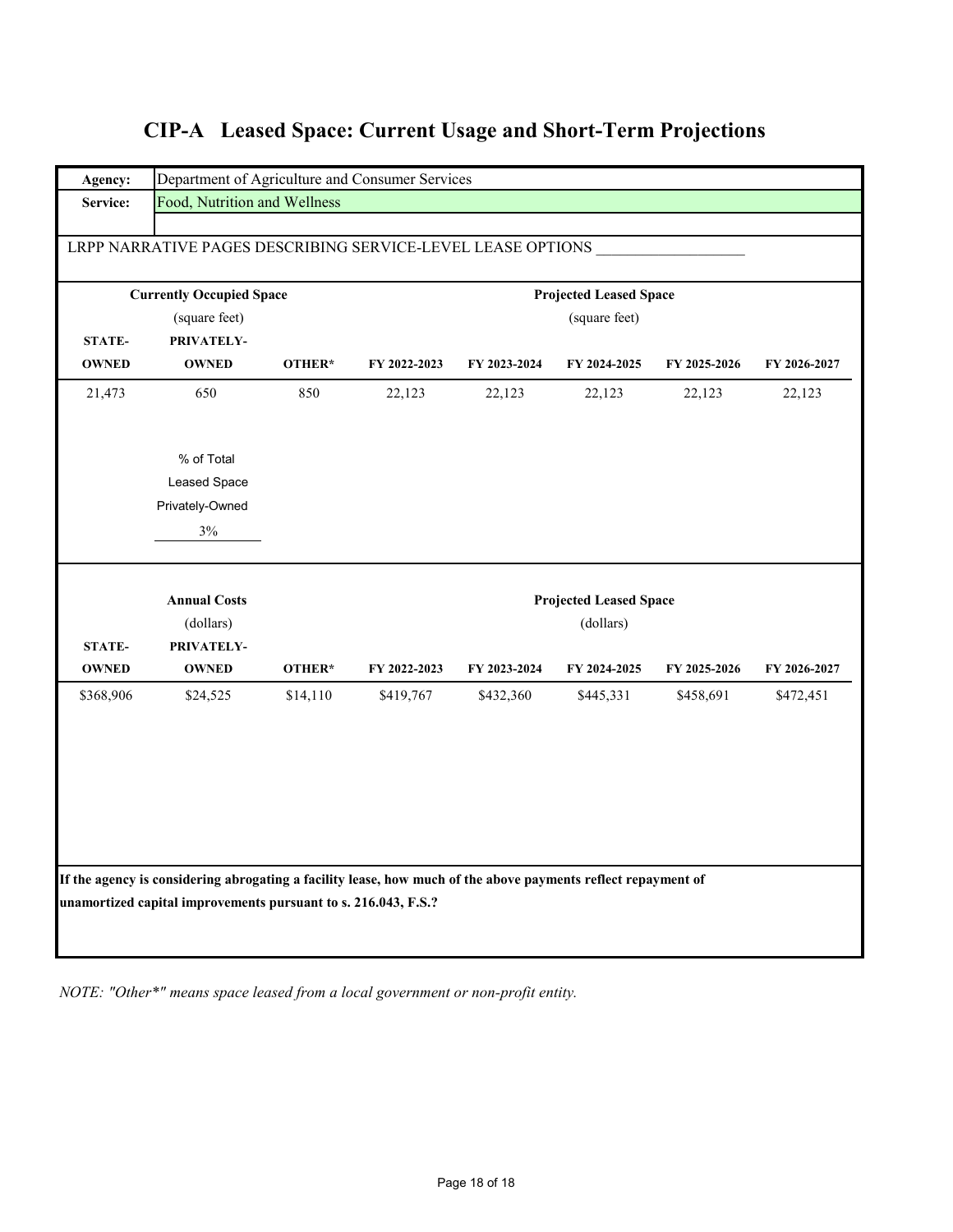# CIP-A Leased Space: Current Usage and Short-Term Projections

| | |
|---|---|
| **Agency:** | Department of Agriculture and Consumer Services |
| **Service:** | Food, Nutrition and Wellness |

LRPP NARRATIVE PAGES DESCRIBING SERVICE-LEVEL LEASE OPTIONS ___________________

| **Currently Occupied Space** (square feet) | | | **Projected Leased Space** (square feet) | | | | |
|---|---|---|---|---|---|---|---|
| **STATE-OWNED** | **PRIVATELY-OWNED** | **OTHER*** | **FY 2022-2023** | **FY 2023-2024** | **FY 2024-2025** | **FY 2025-2026** | **FY 2026-2027** |
| 21,473 | 650 | 850 | 22,123 | 22,123 | 22,123 | 22,123 | 22,123 |

% of Total Leased Space Privately-Owned

3%

| **Annual Costs** (dollars) | | | **Projected Leased Space** (dollars) | | | | |
|---|---|---|---|---|---|---|---|
| **STATE-OWNED** | **PRIVATELY-OWNED** | **OTHER*** | **FY 2022-2023** | **FY 2023-2024** | **FY 2024-2025** | **FY 2025-2026** | **FY 2026-2027** |
| $368,906 | $24,525 | $14,110 | $419,767 | $432,360 | $445,331 | $458,691 | $472,451 |

**If the agency is considering abrogating a facility lease, how much of the above payments reflect repayment of unamortized capital improvements pursuant to s. 216.043, F.S.?**

*NOTE: "Other*" means space leased from a local government or non-profit entity.*